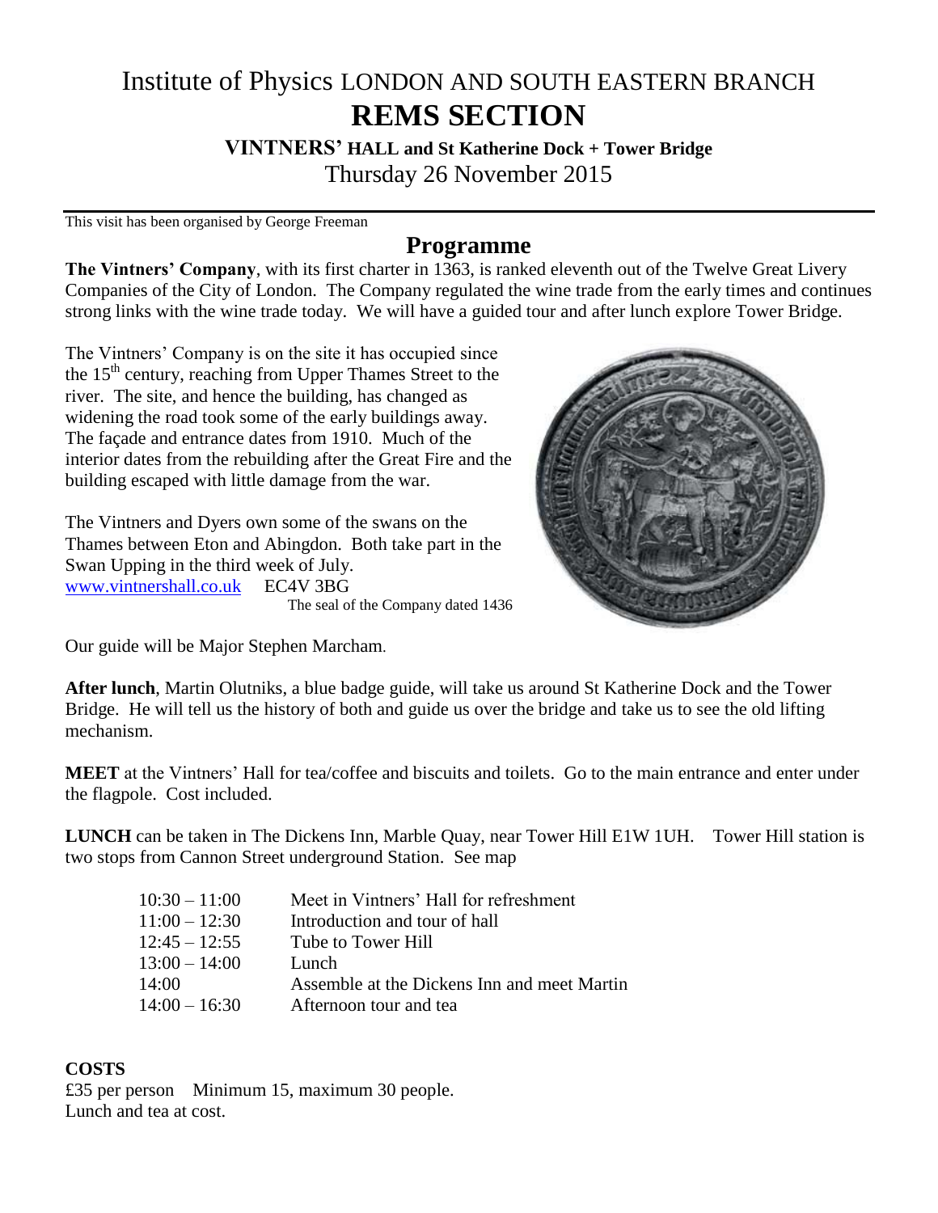# Institute of Physics LONDON AND SOUTH EASTERN BRANCH

# REMS SECTION

**VINTNERS' HALL and St Katherine Dock + Tower Bridge**

Thursday 26 November 2015

This visit has been organised by George Freeman

## Programme

**The Vintners' Company**, with its first charter in 1363, is ranked eleventh out of the Twelve Great Livery Companies of the City of London. The Company regulated the wine trade from the early times and continues strong links with the wine trade today. We will have a guided tour and after lunch explore Tower Bridge.

The Vintners' Company is on the site it has occupied since the 15th century, reaching from Upper Thames Street to the river. The site, and hence the building, has changed as widening the road took some of the early buildings away. The façade and entrance dates from 1910. Much of the interior dates from the rebuilding after the Great Fire and the building escaped with little damage from the war.

The Vintners and Dyers own some of the swans on the Thames between Eton and Abingdon. Both take part in the Swan Upping in the third week of July.

www.vintnershall.co.uk EC4V 3BG

The seal of the Company dated 1436

Our guide will be Major Stephen Marcham.

**After lunch**, Martin Olutniks, a blue badge guide, will take us around St Katherine Dock and the Tower Bridge. He will tell us the history of both and guide us over the bridge and take us to see the old lifting mechanism.

**MEET** at the Vintners' Hall for tea/coffee and biscuits and toilets. Go to the main entrance and enter under the flagpole. Cost included.

**LUNCH** can be taken in The Dickens Inn, Marble Quay, near Tower Hill E1W 1UH. Tower Hill station is two stops from Cannon Street underground Station. See map

| | |
|---|---|
| 10:30 – 11:00 | Meet in Vintners' Hall for refreshment |
| 11:00 – 12:30 | Introduction and tour of hall |
| 12:45 – 12:55 | Tube to Tower Hill |
| 13:00 – 14:00 | Lunch |
| 14:00 | Assemble at the Dickens Inn and meet Martin |
| 14:00 – 16:30 | Afternoon tour and tea |

**COSTS**

£35 per person Minimum 15, maximum 30 people.
Lunch and tea at cost.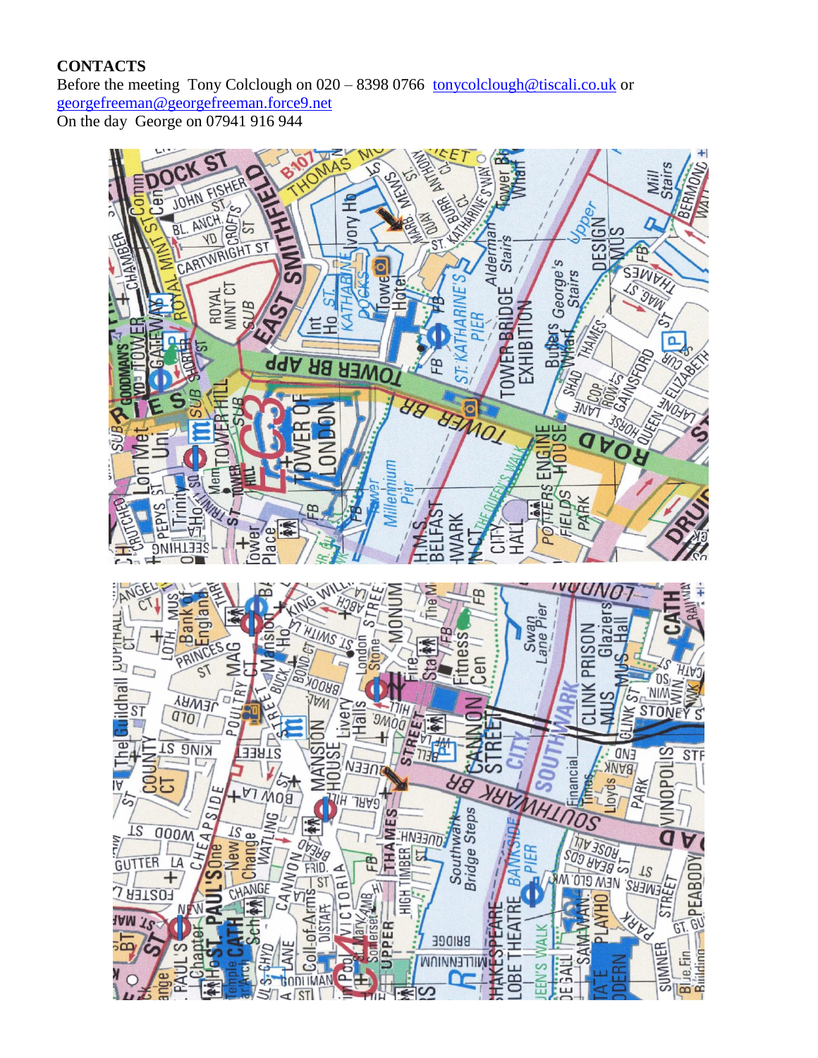**CONTACTS**

Before the meeting Tony Colclough on 020 – 8398 0766 tonycolclough@tiscali.co.uk or georgefreeman@georgefreeman.force9.net

On the day George on 07941 916 944